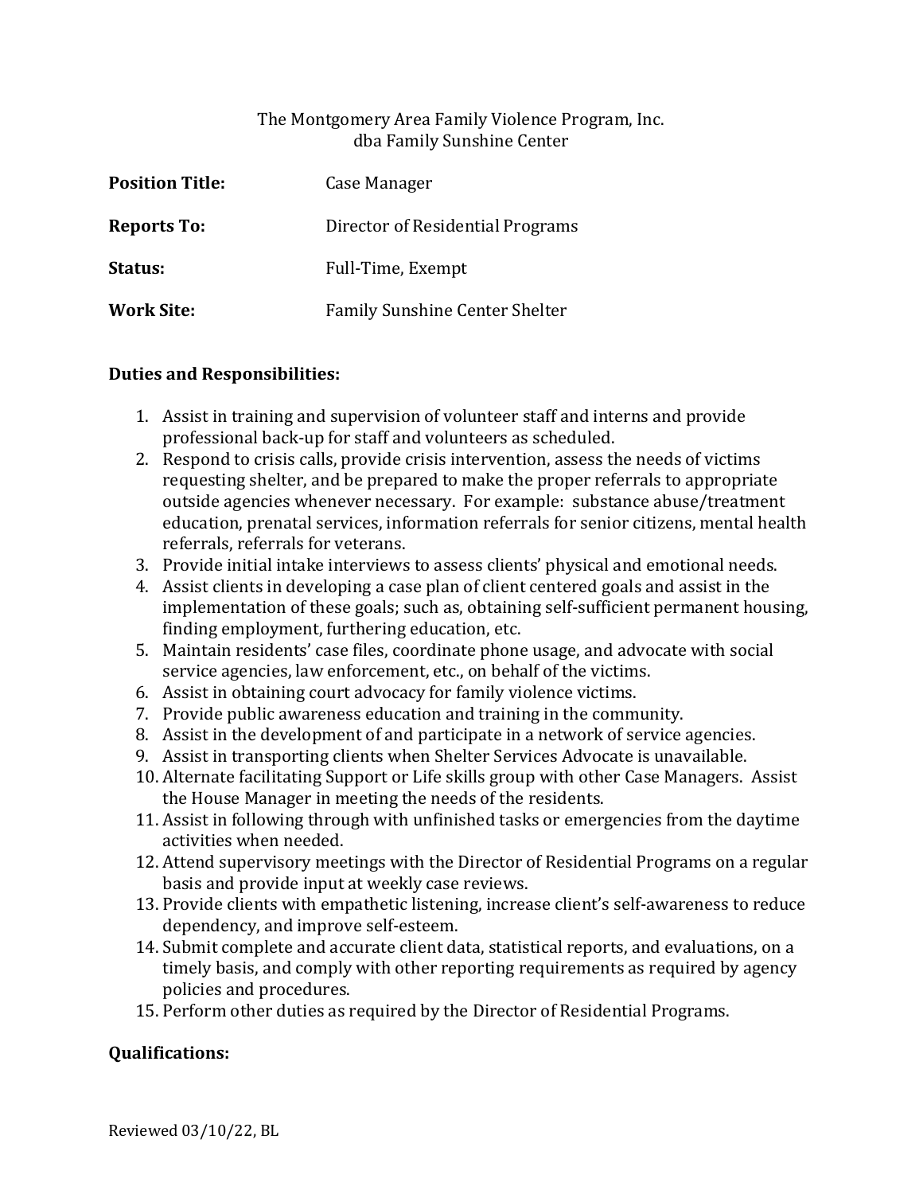The Montgomery Area Family Violence Program, Inc.
dba Family Sunshine Center

**Position Title:** Case Manager

**Reports To:** Director of Residential Programs

**Status:** Full-Time, Exempt

**Work Site:** Family Sunshine Center Shelter

**Duties and Responsibilities:**

1. Assist in training and supervision of volunteer staff and interns and provide professional back-up for staff and volunteers as scheduled.
2. Respond to crisis calls, provide crisis intervention, assess the needs of victims requesting shelter, and be prepared to make the proper referrals to appropriate outside agencies whenever necessary. For example: substance abuse/treatment education, prenatal services, information referrals for senior citizens, mental health referrals, referrals for veterans.
3. Provide initial intake interviews to assess clients' physical and emotional needs.
4. Assist clients in developing a case plan of client centered goals and assist in the implementation of these goals; such as, obtaining self-sufficient permanent housing, finding employment, furthering education, etc.
5. Maintain residents' case files, coordinate phone usage, and advocate with social service agencies, law enforcement, etc., on behalf of the victims.
6. Assist in obtaining court advocacy for family violence victims.
7. Provide public awareness education and training in the community.
8. Assist in the development of and participate in a network of service agencies.
9. Assist in transporting clients when Shelter Services Advocate is unavailable.
10. Alternate facilitating Support or Life skills group with other Case Managers. Assist the House Manager in meeting the needs of the residents.
11. Assist in following through with unfinished tasks or emergencies from the daytime activities when needed.
12. Attend supervisory meetings with the Director of Residential Programs on a regular basis and provide input at weekly case reviews.
13. Provide clients with empathetic listening, increase client's self-awareness to reduce dependency, and improve self-esteem.
14. Submit complete and accurate client data, statistical reports, and evaluations, on a timely basis, and comply with other reporting requirements as required by agency policies and procedures.
15. Perform other duties as required by the Director of Residential Programs.

**Qualifications:**

Reviewed 03/10/22, BL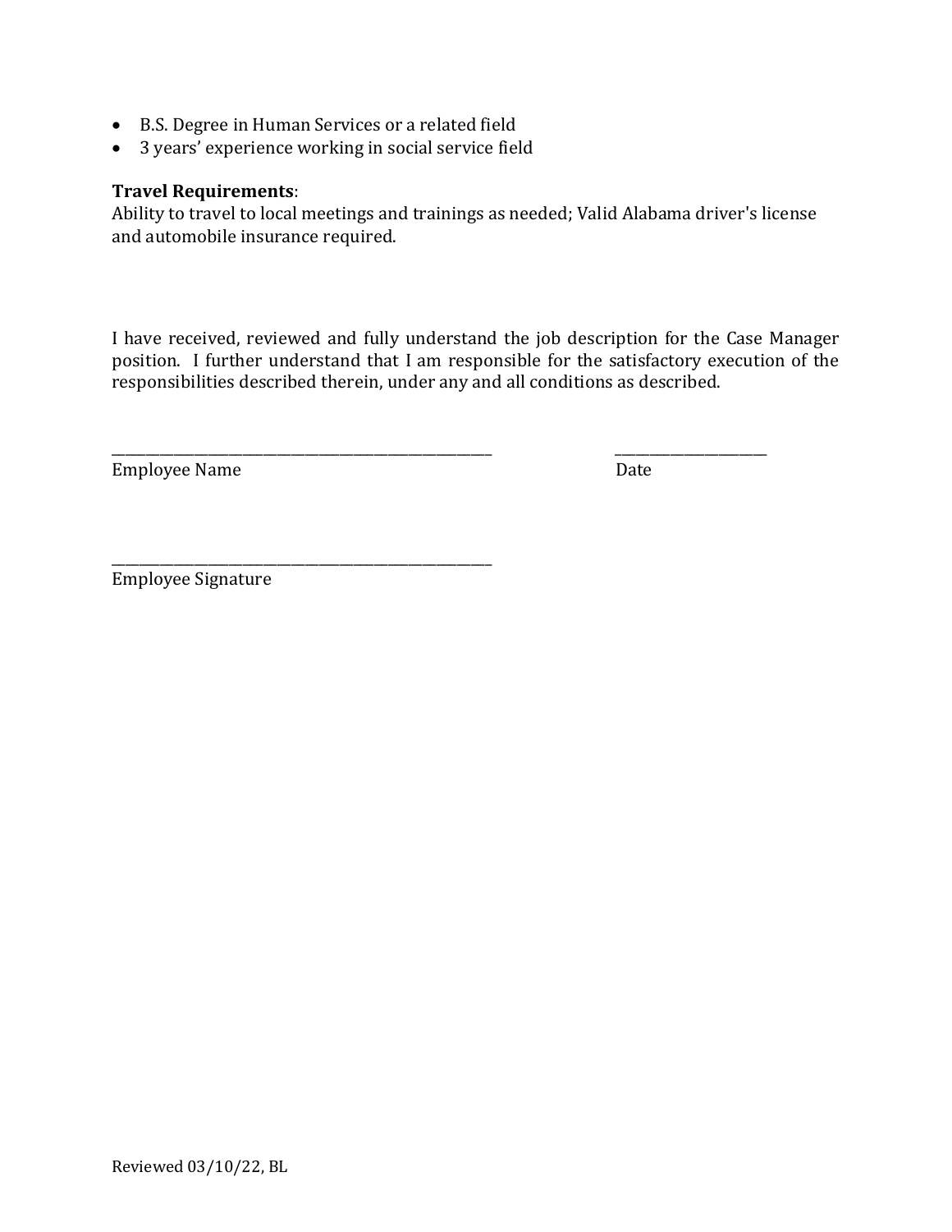- B.S. Degree in Human Services or a related field
- 3 years' experience working in social service field

**Travel Requirements**:
Ability to travel to local meetings and trainings as needed; Valid Alabama driver's license and automobile insurance required.

I have received, reviewed and fully understand the job description for the Case Manager position. I further understand that I am responsible for the satisfactory execution of the responsibilities described therein, under any and all conditions as described.

_______________________________________________ _____________________
Employee Name Date

_______________________________________________
Employee Signature

Reviewed 03/10/22, BL